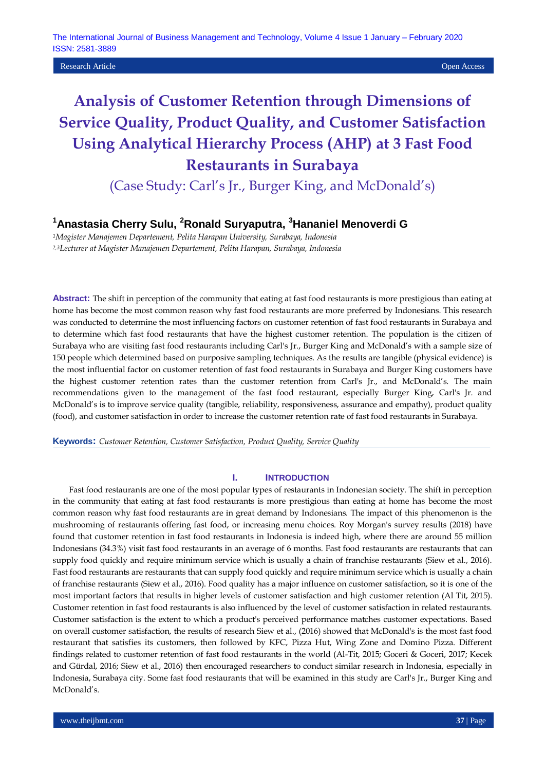Research Article | Open Access

# Analysis of Customer Retention through Dimensions of Service Quality, Product Quality, and Customer Satisfaction Using Analytical Hierarchy Process (AHP) at 3 Fast Food Restaurants in Surabaya

## (Case Study: Carl's Jr., Burger King, and McDonald's)

**[1]Anastasia Cherry Sulu, [2]Ronald Suryaputra, [3]Hananiel Menoverdi G**

*[1]Magister Manajemen Departement, Pelita Harapan University, Surabaya, Indonesia*
*[2,3]Lecturer at Magister Manajemen Departement, Pelita Harapan, Surabaya, Indonesia*

**Abstract:** The shift in perception of the community that eating at fast food restaurants is more prestigious than eating at home has become the most common reason why fast food restaurants are more preferred by Indonesians. This research was conducted to determine the most influencing factors on customer retention of fast food restaurants in Surabaya and to determine which fast food restaurants that have the highest customer retention. The population is the citizen of Surabaya who are visiting fast food restaurants including Carl's Jr., Burger King and McDonald's with a sample size of 150 people which determined based on purposive sampling techniques. As the results are tangible (physical evidence) is the most influential factor on customer retention of fast food restaurants in Surabaya and Burger King customers have the highest customer retention rates than the customer retention from Carl's Jr., and McDonald's. The main recommendations given to the management of the fast food restaurant, especially Burger King, Carl's Jr. and McDonald's is to improve service quality (tangible, reliability, responsiveness, assurance and empathy), product quality (food), and customer satisfaction in order to increase the customer retention rate of fast food restaurants in Surabaya.

**Keywords:** *Customer Retention, Customer Satisfaction, Product Quality, Service Quality*

## I. INTRODUCTION

Fast food restaurants are one of the most popular types of restaurants in Indonesian society. The shift in perception in the community that eating at fast food restaurants is more prestigious than eating at home has become the most common reason why fast food restaurants are in great demand by Indonesians. The impact of this phenomenon is the mushrooming of restaurants offering fast food, or increasing menu choices. Roy Morgan's survey results (2018) have found that customer retention in fast food restaurants in Indonesia is indeed high, where there are around 55 million Indonesians (34.3%) visit fast food restaurants in an average of 6 months. Fast food restaurants are restaurants that can supply food quickly and require minimum service which is usually a chain of franchise restaurants (Siew et al., 2016). Fast food restaurants are restaurants that can supply food quickly and require minimum service which is usually a chain of franchise restaurants (Siew et al., 2016). Food quality has a major influence on customer satisfaction, so it is one of the most important factors that results in higher levels of customer satisfaction and high customer retention (Al Tit, 2015). Customer retention in fast food restaurants is also influenced by the level of customer satisfaction in related restaurants. Customer satisfaction is the extent to which a product's perceived performance matches customer expectations. Based on overall customer satisfaction, the results of research Siew et al., (2016) showed that McDonald's is the most fast food restaurant that satisfies its customers, then followed by KFC, Pizza Hut, Wing Zone and Domino Pizza. Different findings related to customer retention of fast food restaurants in the world (Al-Tit, 2015; Goceri & Goceri, 2017; Kecek and Gürdal, 2016; Siew et al., 2016) then encouraged researchers to conduct similar research in Indonesia, especially in Indonesia, Surabaya city. Some fast food restaurants that will be examined in this study are Carl's Jr., Burger King and McDonald's.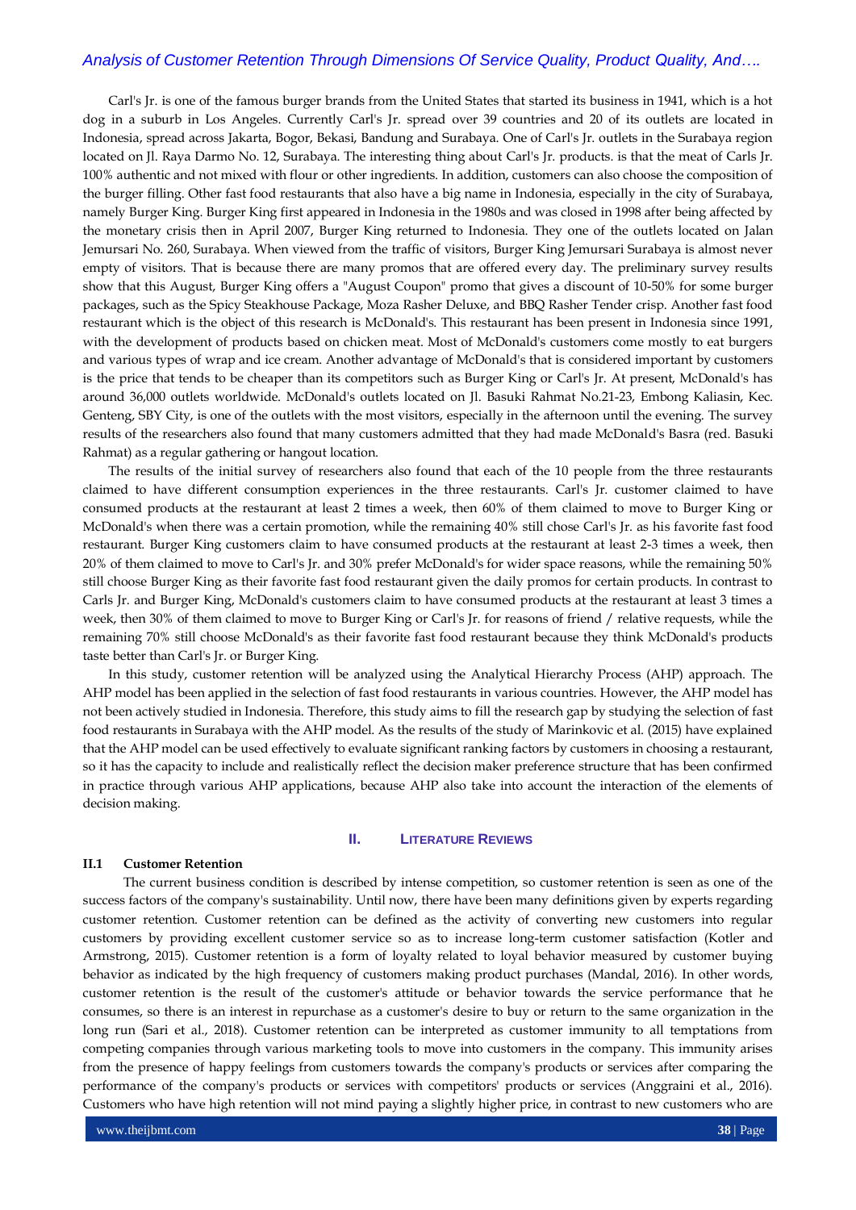Carl's Jr. is one of the famous burger brands from the United States that started its business in 1941, which is a hot dog in a suburb in Los Angeles. Currently Carl's Jr. spread over 39 countries and 20 of its outlets are located in Indonesia, spread across Jakarta, Bogor, Bekasi, Bandung and Surabaya. One of Carl's Jr. outlets in the Surabaya region located on Jl. Raya Darmo No. 12, Surabaya. The interesting thing about Carl's Jr. products. is that the meat of Carls Jr. 100% authentic and not mixed with flour or other ingredients. In addition, customers can also choose the composition of the burger filling. Other fast food restaurants that also have a big name in Indonesia, especially in the city of Surabaya, namely Burger King. Burger King first appeared in Indonesia in the 1980s and was closed in 1998 after being affected by the monetary crisis then in April 2007, Burger King returned to Indonesia. They one of the outlets located on Jalan Jemursari No. 260, Surabaya. When viewed from the traffic of visitors, Burger King Jemursari Surabaya is almost never empty of visitors. That is because there are many promos that are offered every day. The preliminary survey results show that this August, Burger King offers a "August Coupon" promo that gives a discount of 10-50% for some burger packages, such as the Spicy Steakhouse Package, Moza Rasher Deluxe, and BBQ Rasher Tender crisp. Another fast food restaurant which is the object of this research is McDonald's. This restaurant has been present in Indonesia since 1991, with the development of products based on chicken meat. Most of McDonald's customers come mostly to eat burgers and various types of wrap and ice cream. Another advantage of McDonald's that is considered important by customers is the price that tends to be cheaper than its competitors such as Burger King or Carl's Jr. At present, McDonald's has around 36,000 outlets worldwide. McDonald's outlets located on Jl. Basuki Rahmat No.21-23, Embong Kaliasin, Kec. Genteng, SBY City, is one of the outlets with the most visitors, especially in the afternoon until the evening. The survey results of the researchers also found that many customers admitted that they had made McDonald's Basra (red. Basuki Rahmat) as a regular gathering or hangout location.

The results of the initial survey of researchers also found that each of the 10 people from the three restaurants claimed to have different consumption experiences in the three restaurants. Carl's Jr. customer claimed to have consumed products at the restaurant at least 2 times a week, then 60% of them claimed to move to Burger King or McDonald's when there was a certain promotion, while the remaining 40% still chose Carl's Jr. as his favorite fast food restaurant. Burger King customers claim to have consumed products at the restaurant at least 2-3 times a week, then 20% of them claimed to move to Carl's Jr. and 30% prefer McDonald's for wider space reasons, while the remaining 50% still choose Burger King as their favorite fast food restaurant given the daily promos for certain products. In contrast to Carls Jr. and Burger King, McDonald's customers claim to have consumed products at the restaurant at least 3 times a week, then 30% of them claimed to move to Burger King or Carl's Jr. for reasons of friend / relative requests, while the remaining 70% still choose McDonald's as their favorite fast food restaurant because they think McDonald's products taste better than Carl's Jr. or Burger King.

In this study, customer retention will be analyzed using the Analytical Hierarchy Process (AHP) approach. The AHP model has been applied in the selection of fast food restaurants in various countries. However, the AHP model has not been actively studied in Indonesia. Therefore, this study aims to fill the research gap by studying the selection of fast food restaurants in Surabaya with the AHP model. As the results of the study of Marinkovic et al. (2015) have explained that the AHP model can be used effectively to evaluate significant ranking factors by customers in choosing a restaurant, so it has the capacity to include and realistically reflect the decision maker preference structure that has been confirmed in practice through various AHP applications, because AHP also take into account the interaction of the elements of decision making.

## II. Literature Reviews

### II.1 Customer Retention

The current business condition is described by intense competition, so customer retention is seen as one of the success factors of the company's sustainability. Until now, there have been many definitions given by experts regarding customer retention. Customer retention can be defined as the activity of converting new customers into regular customers by providing excellent customer service so as to increase long-term customer satisfaction (Kotler and Armstrong, 2015). Customer retention is a form of loyalty related to loyal behavior measured by customer buying behavior as indicated by the high frequency of customers making product purchases (Mandal, 2016). In other words, customer retention is the result of the customer's attitude or behavior towards the service performance that he consumes, so there is an interest in repurchase as a customer's desire to buy or return to the same organization in the long run (Sari et al., 2018). Customer retention can be interpreted as customer immunity to all temptations from competing companies through various marketing tools to move into customers in the company. This immunity arises from the presence of happy feelings from customers towards the company's products or services after comparing the performance of the company's products or services with competitors' products or services (Anggraini et al., 2016). Customers who have high retention will not mind paying a slightly higher price, in contrast to new customers who are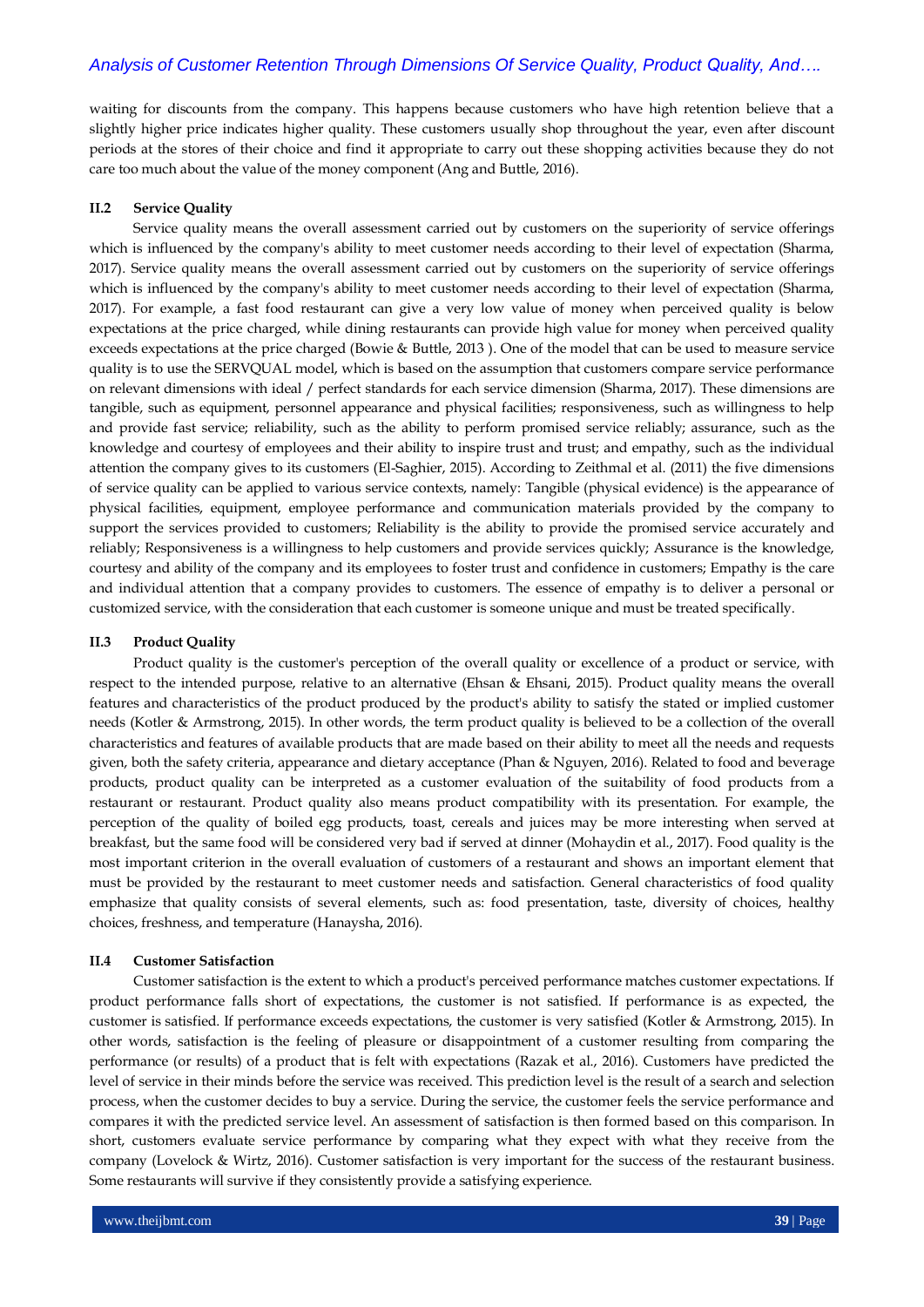waiting for discounts from the company. This happens because customers who have high retention believe that a slightly higher price indicates higher quality. These customers usually shop throughout the year, even after discount periods at the stores of their choice and find it appropriate to carry out these shopping activities because they do not care too much about the value of the money component (Ang and Buttle, 2016).

### II.2 Service Quality

Service quality means the overall assessment carried out by customers on the superiority of service offerings which is influenced by the company's ability to meet customer needs according to their level of expectation (Sharma, 2017). Service quality means the overall assessment carried out by customers on the superiority of service offerings which is influenced by the company's ability to meet customer needs according to their level of expectation (Sharma, 2017). For example, a fast food restaurant can give a very low value of money when perceived quality is below expectations at the price charged, while dining restaurants can provide high value for money when perceived quality exceeds expectations at the price charged (Bowie & Buttle, 2013 ). One of the model that can be used to measure service quality is to use the SERVQUAL model, which is based on the assumption that customers compare service performance on relevant dimensions with ideal / perfect standards for each service dimension (Sharma, 2017). These dimensions are tangible, such as equipment, personnel appearance and physical facilities; responsiveness, such as willingness to help and provide fast service; reliability, such as the ability to perform promised service reliably; assurance, such as the knowledge and courtesy of employees and their ability to inspire trust and trust; and empathy, such as the individual attention the company gives to its customers (El-Saghier, 2015). According to Zeithmal et al. (2011) the five dimensions of service quality can be applied to various service contexts, namely: Tangible (physical evidence) is the appearance of physical facilities, equipment, employee performance and communication materials provided by the company to support the services provided to customers; Reliability is the ability to provide the promised service accurately and reliably; Responsiveness is a willingness to help customers and provide services quickly; Assurance is the knowledge, courtesy and ability of the company and its employees to foster trust and confidence in customers; Empathy is the care and individual attention that a company provides to customers. The essence of empathy is to deliver a personal or customized service, with the consideration that each customer is someone unique and must be treated specifically.

### II.3 Product Quality

Product quality is the customer's perception of the overall quality or excellence of a product or service, with respect to the intended purpose, relative to an alternative (Ehsan & Ehsani, 2015). Product quality means the overall features and characteristics of the product produced by the product's ability to satisfy the stated or implied customer needs (Kotler & Armstrong, 2015). In other words, the term product quality is believed to be a collection of the overall characteristics and features of available products that are made based on their ability to meet all the needs and requests given, both the safety criteria, appearance and dietary acceptance (Phan & Nguyen, 2016). Related to food and beverage products, product quality can be interpreted as a customer evaluation of the suitability of food products from a restaurant or restaurant. Product quality also means product compatibility with its presentation. For example, the perception of the quality of boiled egg products, toast, cereals and juices may be more interesting when served at breakfast, but the same food will be considered very bad if served at dinner (Mohaydin et al., 2017). Food quality is the most important criterion in the overall evaluation of customers of a restaurant and shows an important element that must be provided by the restaurant to meet customer needs and satisfaction. General characteristics of food quality emphasize that quality consists of several elements, such as: food presentation, taste, diversity of choices, healthy choices, freshness, and temperature (Hanaysha, 2016).

### II.4 Customer Satisfaction

Customer satisfaction is the extent to which a product's perceived performance matches customer expectations. If product performance falls short of expectations, the customer is not satisfied. If performance is as expected, the customer is satisfied. If performance exceeds expectations, the customer is very satisfied (Kotler & Armstrong, 2015). In other words, satisfaction is the feeling of pleasure or disappointment of a customer resulting from comparing the performance (or results) of a product that is felt with expectations (Razak et al., 2016). Customers have predicted the level of service in their minds before the service was received. This prediction level is the result of a search and selection process, when the customer decides to buy a service. During the service, the customer feels the service performance and compares it with the predicted service level. An assessment of satisfaction is then formed based on this comparison. In short, customers evaluate service performance by comparing what they expect with what they receive from the company (Lovelock & Wirtz, 2016). Customer satisfaction is very important for the success of the restaurant business. Some restaurants will survive if they consistently provide a satisfying experience.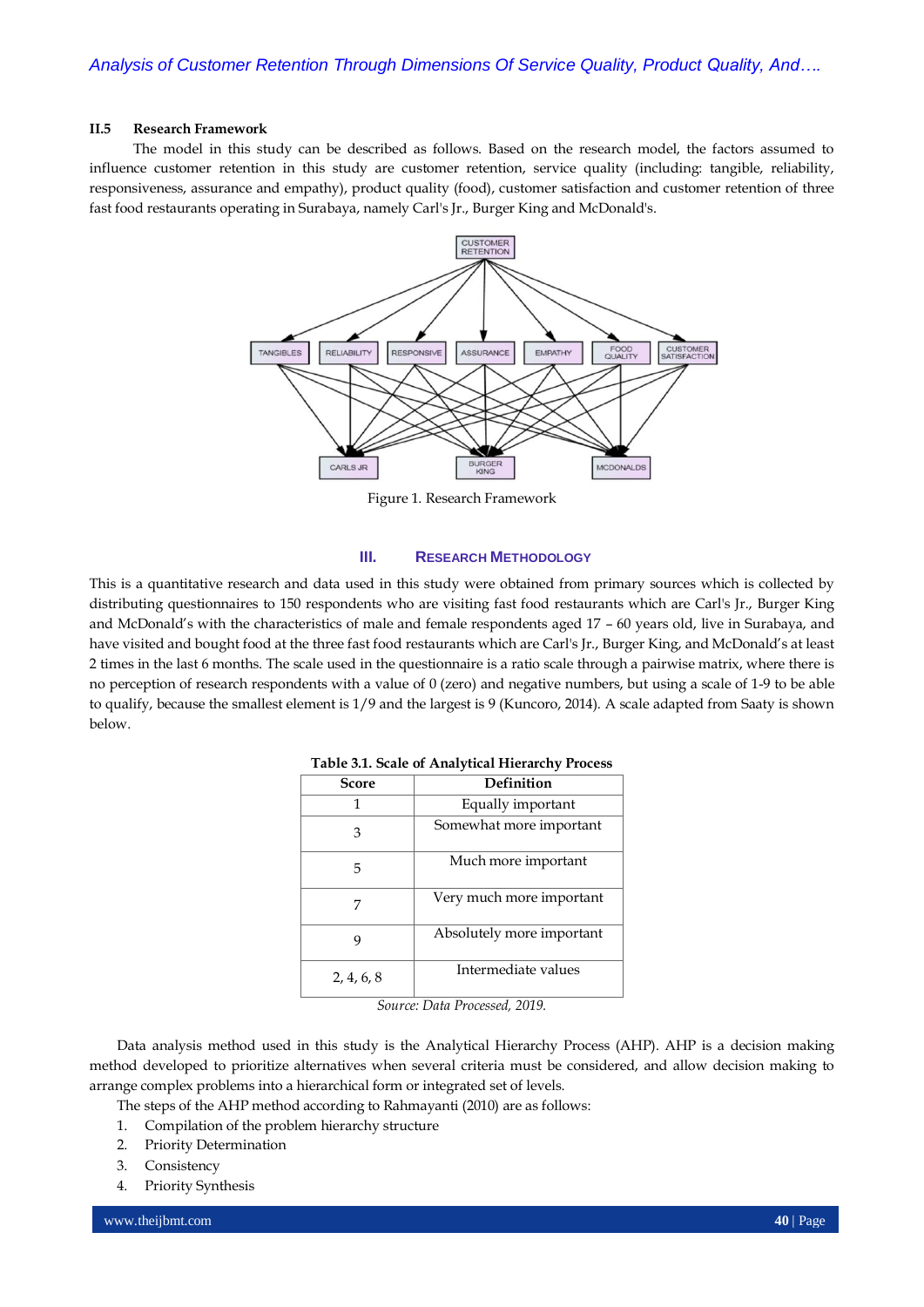### II.5 Research Framework

The model in this study can be described as follows. Based on the research model, the factors assumed to influence customer retention in this study are customer retention, service quality (including: tangible, reliability, responsiveness, assurance and empathy), product quality (food), customer satisfaction and customer retention of three fast food restaurants operating in Surabaya, namely Carl's Jr., Burger King and McDonald's.

Figure 1. Research Framework

## III. RESEARCH METHODOLOGY

This is a quantitative research and data used in this study were obtained from primary sources which is collected by distributing questionnaires to 150 respondents who are visiting fast food restaurants which are Carl's Jr., Burger King and McDonald's with the characteristics of male and female respondents aged 17 – 60 years old, live in Surabaya, and have visited and bought food at the three fast food restaurants which are Carl's Jr., Burger King, and McDonald's at least 2 times in the last 6 months. The scale used in the questionnaire is a ratio scale through a pairwise matrix, where there is no perception of research respondents with a value of 0 (zero) and negative numbers, but using a scale of 1-9 to be able to qualify, because the smallest element is 1/9 and the largest is 9 (Kuncoro, 2014). A scale adapted from Saaty is shown below.

**Table 3.1. Scale of Analytical Hierarchy Process**

| Score | Definition |
|---|---|
| 1 | Equally important |
| 3 | Somewhat more important |
| 5 | Much more important |
| 7 | Very much more important |
| 9 | Absolutely more important |
| 2, 4, 6, 8 | Intermediate values |

*Source: Data Processed, 2019.*

Data analysis method used in this study is the Analytical Hierarchy Process (AHP). AHP is a decision making method developed to prioritize alternatives when several criteria must be considered, and allow decision making to arrange complex problems into a hierarchical form or integrated set of levels.

The steps of the AHP method according to Rahmayanti (2010) are as follows:

1. Compilation of the problem hierarchy structure
2. Priority Determination
3. Consistency
4. Priority Synthesis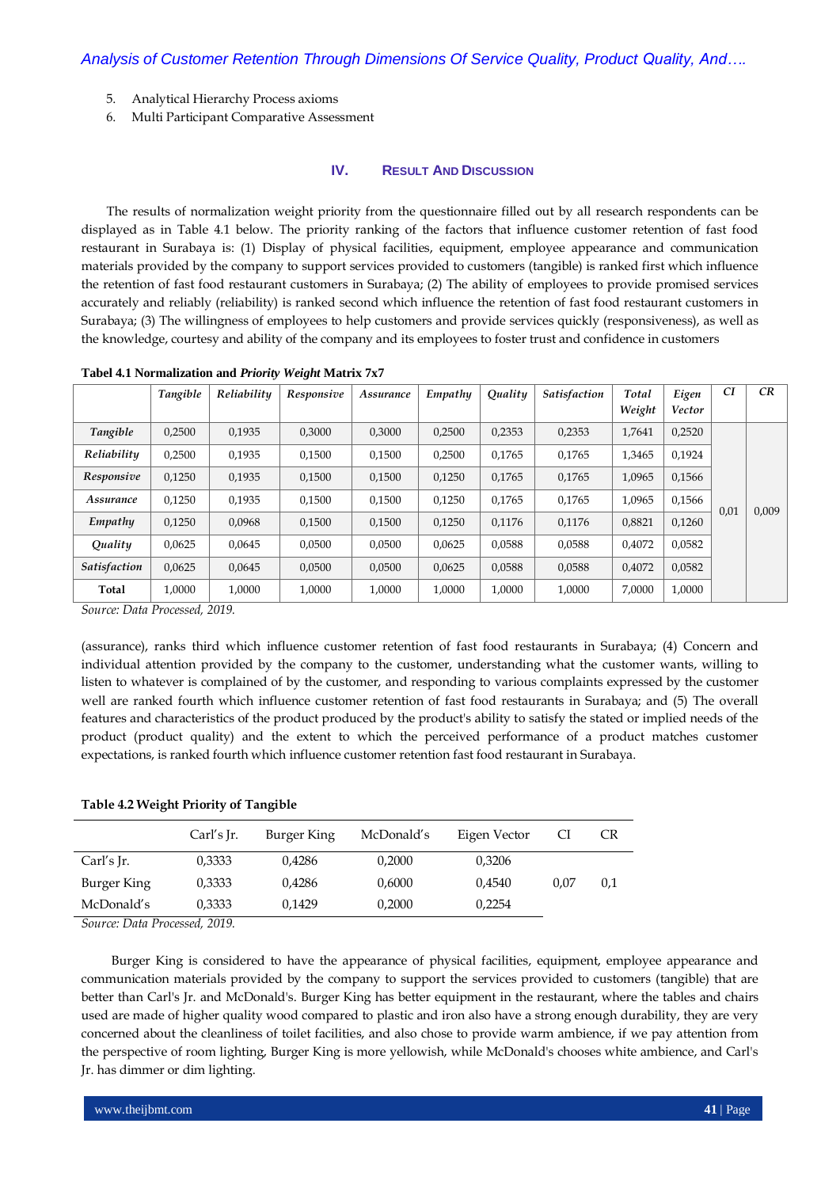5. Analytical Hierarchy Process axioms
6. Multi Participant Comparative Assessment

## IV. Result And Discussion

The results of normalization weight priority from the questionnaire filled out by all research respondents can be displayed as in Table 4.1 below. The priority ranking of the factors that influence customer retention of fast food restaurant in Surabaya is: (1) Display of physical facilities, equipment, employee appearance and communication materials provided by the company to support services provided to customers (tangible) is ranked first which influence the retention of fast food restaurant customers in Surabaya; (2) The ability of employees to provide promised services accurately and reliably (reliability) is ranked second which influence the retention of fast food restaurant customers in Surabaya; (3) The willingness of employees to help customers and provide services quickly (responsiveness), as well as the knowledge, courtesy and ability of the company and its employees to foster trust and confidence in customers

**Tabel 4.1 Normalization and *Priority Weight* Matrix 7x7**

| | *Tangible* | *Reliability* | *Responsive* | *Assurance* | *Empathy* | *Quality* | *Satisfaction* | *Total Weight* | *Eigen Vector* | *CI* | *CR* |
|---|---|---|---|---|---|---|---|---|---|---|---|
| *Tangible* | 0,2500 | 0,1935 | 0,3000 | 0,3000 | 0,2500 | 0,2353 | 0,2353 | 1,7641 | 0,2520 | 0,01 | 0,009 |
| *Reliability* | 0,2500 | 0,1935 | 0,1500 | 0,1500 | 0,2500 | 0,1765 | 0,1765 | 1,3465 | 0,1924 | | |
| *Responsive* | 0,1250 | 0,1935 | 0,1500 | 0,1500 | 0,1250 | 0,1765 | 0,1765 | 1,0965 | 0,1566 | | |
| *Assurance* | 0,1250 | 0,1935 | 0,1500 | 0,1500 | 0,1250 | 0,1765 | 0,1765 | 1,0965 | 0,1566 | | |
| *Empathy* | 0,1250 | 0,0968 | 0,1500 | 0,1500 | 0,1250 | 0,1176 | 0,1176 | 0,8821 | 0,1260 | | |
| *Quality* | 0,0625 | 0,0645 | 0,0500 | 0,0500 | 0,0625 | 0,0588 | 0,0588 | 0,4072 | 0,0582 | | |
| *Satisfaction* | 0,0625 | 0,0645 | 0,0500 | 0,0500 | 0,0625 | 0,0588 | 0,0588 | 0,4072 | 0,0582 | | |
| **Total** | 1,0000 | 1,0000 | 1,0000 | 1,0000 | 1,0000 | 1,0000 | 1,0000 | 7,0000 | 1,0000 | | |

*Source: Data Processed, 2019.*

(assurance), ranks third which influence customer retention of fast food restaurants in Surabaya; (4) Concern and individual attention provided by the company to the customer, understanding what the customer wants, willing to listen to whatever is complained of by the customer, and responding to various complaints expressed by the customer well are ranked fourth which influence customer retention of fast food restaurants in Surabaya; and (5) The overall features and characteristics of the product produced by the product's ability to satisfy the stated or implied needs of the product (product quality) and the extent to which the perceived performance of a product matches customer expectations, is ranked fourth which influence customer retention fast food restaurant in Surabaya.

**Table 4.2 Weight Priority of Tangible**

| | Carl's Jr. | Burger King | McDonald's | Eigen Vector | CI | CR |
|---|---|---|---|---|---|---|
| Carl's Jr. | 0,3333 | 0,4286 | 0,2000 | 0,3206 | 0,07 | 0,1 |
| Burger King | 0,3333 | 0,4286 | 0,6000 | 0,4540 | | |
| McDonald's | 0,3333 | 0,1429 | 0,2000 | 0,2254 | | |

*Source: Data Processed, 2019.*

Burger King is considered to have the appearance of physical facilities, equipment, employee appearance and communication materials provided by the company to support the services provided to customers (tangible) that are better than Carl's Jr. and McDonald's. Burger King has better equipment in the restaurant, where the tables and chairs used are made of higher quality wood compared to plastic and iron also have a strong enough durability, they are very concerned about the cleanliness of toilet facilities, and also chose to provide warm ambience, if we pay attention from the perspective of room lighting, Burger King is more yellowish, while McDonald's chooses white ambience, and Carl's Jr. has dimmer or dim lighting.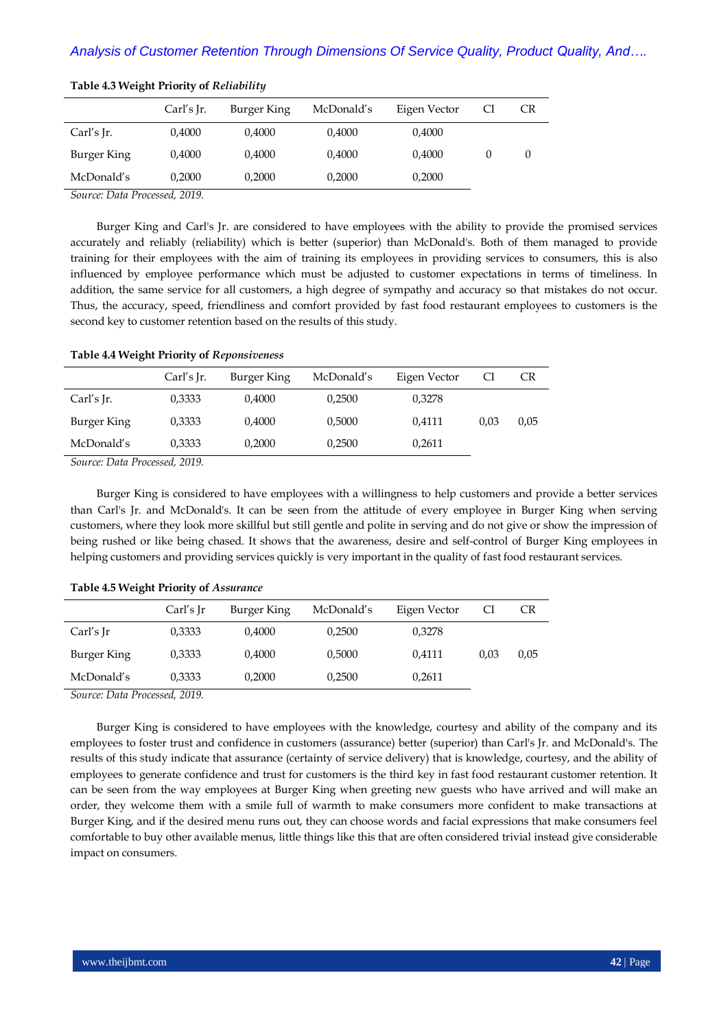**Table 4.3 Weight Priority of *Reliability***

| | Carl's Jr. | Burger King | McDonald's | Eigen Vector | CI | CR |
|---|---|---|---|---|---|---|
| Carl's Jr. | 0,4000 | 0,4000 | 0,4000 | 0,4000 | | |
| Burger King | 0,4000 | 0,4000 | 0,4000 | 0,4000 | 0 | 0 |
| McDonald's | 0,2000 | 0,2000 | 0,2000 | 0,2000 | | |

*Source: Data Processed, 2019.*

Burger King and Carl's Jr. are considered to have employees with the ability to provide the promised services accurately and reliably (reliability) which is better (superior) than McDonald's. Both of them managed to provide training for their employees with the aim of training its employees in providing services to consumers, this is also influenced by employee performance which must be adjusted to customer expectations in terms of timeliness. In addition, the same service for all customers, a high degree of sympathy and accuracy so that mistakes do not occur. Thus, the accuracy, speed, friendliness and comfort provided by fast food restaurant employees to customers is the second key to customer retention based on the results of this study.

**Table 4.4 Weight Priority of *Reponsiveness***

| | Carl's Jr. | Burger King | McDonald's | Eigen Vector | CI | CR |
|---|---|---|---|---|---|---|
| Carl's Jr. | 0,3333 | 0,4000 | 0,2500 | 0,3278 | | |
| Burger King | 0,3333 | 0,4000 | 0,5000 | 0,4111 | 0,03 | 0,05 |
| McDonald's | 0,3333 | 0,2000 | 0,2500 | 0,2611 | | |

*Source: Data Processed, 2019.*

Burger King is considered to have employees with a willingness to help customers and provide a better services than Carl's Jr. and McDonald's. It can be seen from the attitude of every employee in Burger King when serving customers, where they look more skillful but still gentle and polite in serving and do not give or show the impression of being rushed or like being chased. It shows that the awareness, desire and self-control of Burger King employees in helping customers and providing services quickly is very important in the quality of fast food restaurant services.

**Table 4.5 Weight Priority of *Assurance***

| | Carl's Jr | Burger King | McDonald's | Eigen Vector | CI | CR |
|---|---|---|---|---|---|---|
| Carl's Jr | 0,3333 | 0,4000 | 0,2500 | 0,3278 | | |
| Burger King | 0,3333 | 0,4000 | 0,5000 | 0,4111 | 0,03 | 0,05 |
| McDonald's | 0,3333 | 0,2000 | 0,2500 | 0,2611 | | |

*Source: Data Processed, 2019.*

Burger King is considered to have employees with the knowledge, courtesy and ability of the company and its employees to foster trust and confidence in customers (assurance) better (superior) than Carl's Jr. and McDonald's. The results of this study indicate that assurance (certainty of service delivery) that is knowledge, courtesy, and the ability of employees to generate confidence and trust for customers is the third key in fast food restaurant customer retention. It can be seen from the way employees at Burger King when greeting new guests who have arrived and will make an order, they welcome them with a smile full of warmth to make consumers more confident to make transactions at Burger King, and if the desired menu runs out, they can choose words and facial expressions that make consumers feel comfortable to buy other available menus, little things like this that are often considered trivial instead give considerable impact on consumers.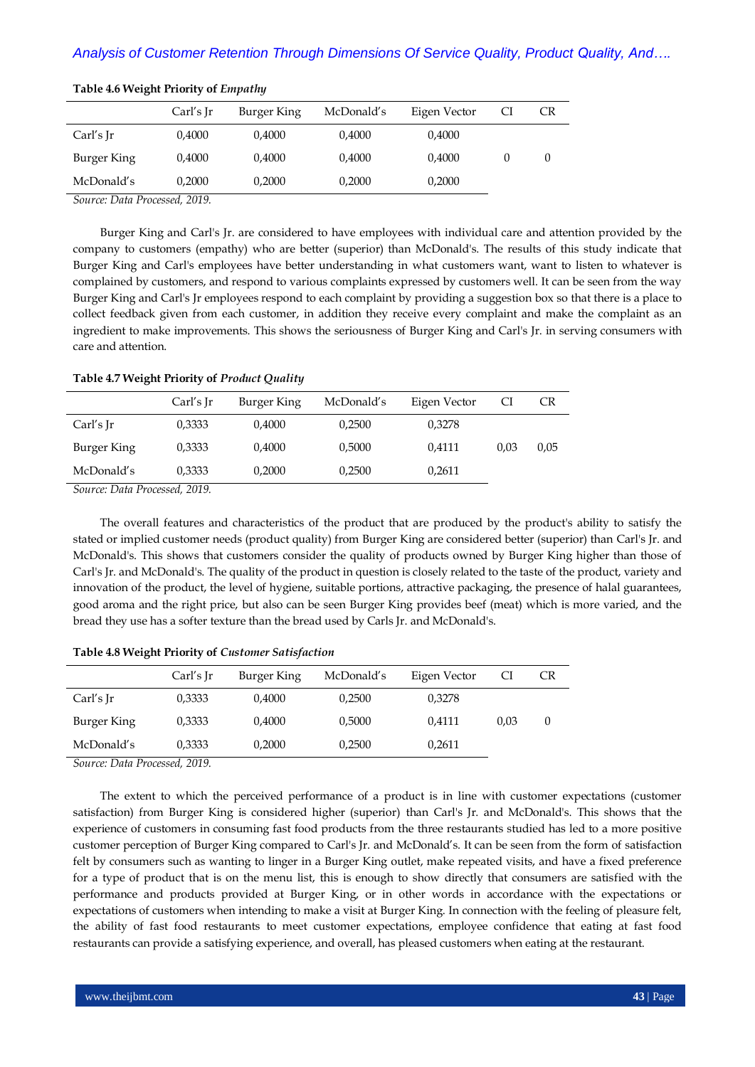**Table 4.6 Weight Priority of *Empathy***

| | Carl's Jr | Burger King | McDonald's | Eigen Vector | CI | CR |
|---|---|---|---|---|---|---|
| Carl's Jr | 0,4000 | 0,4000 | 0,4000 | 0,4000 | | |
| Burger King | 0,4000 | 0,4000 | 0,4000 | 0,4000 | 0 | 0 |
| McDonald's | 0,2000 | 0,2000 | 0,2000 | 0,2000 | | |

*Source: Data Processed, 2019.*

Burger King and Carl's Jr. are considered to have employees with individual care and attention provided by the company to customers (empathy) who are better (superior) than McDonald's. The results of this study indicate that Burger King and Carl's employees have better understanding in what customers want, want to listen to whatever is complained by customers, and respond to various complaints expressed by customers well. It can be seen from the way Burger King and Carl's Jr employees respond to each complaint by providing a suggestion box so that there is a place to collect feedback given from each customer, in addition they receive every complaint and make the complaint as an ingredient to make improvements. This shows the seriousness of Burger King and Carl's Jr. in serving consumers with care and attention.

**Table 4.7 Weight Priority of *Product Quality***

| | Carl's Jr | Burger King | McDonald's | Eigen Vector | CI | CR |
|---|---|---|---|---|---|---|
| Carl's Jr | 0,3333 | 0,4000 | 0,2500 | 0,3278 | | |
| Burger King | 0,3333 | 0,4000 | 0,5000 | 0,4111 | 0,03 | 0,05 |
| McDonald's | 0,3333 | 0,2000 | 0,2500 | 0,2611 | | |

*Source: Data Processed, 2019.*

The overall features and characteristics of the product that are produced by the product's ability to satisfy the stated or implied customer needs (product quality) from Burger King are considered better (superior) than Carl's Jr. and McDonald's. This shows that customers consider the quality of products owned by Burger King higher than those of Carl's Jr. and McDonald's. The quality of the product in question is closely related to the taste of the product, variety and innovation of the product, the level of hygiene, suitable portions, attractive packaging, the presence of halal guarantees, good aroma and the right price, but also can be seen Burger King provides beef (meat) which is more varied, and the bread they use has a softer texture than the bread used by Carls Jr. and McDonald's.

**Table 4.8 Weight Priority of *Customer Satisfaction***

| | Carl's Jr | Burger King | McDonald's | Eigen Vector | CI | CR |
|---|---|---|---|---|---|---|
| Carl's Jr | 0,3333 | 0,4000 | 0,2500 | 0,3278 | | |
| Burger King | 0,3333 | 0,4000 | 0,5000 | 0,4111 | 0,03 | 0 |
| McDonald's | 0,3333 | 0,2000 | 0,2500 | 0,2611 | | |

*Source: Data Processed, 2019.*

The extent to which the perceived performance of a product is in line with customer expectations (customer satisfaction) from Burger King is considered higher (superior) than Carl's Jr. and McDonald's. This shows that the experience of customers in consuming fast food products from the three restaurants studied has led to a more positive customer perception of Burger King compared to Carl's Jr. and McDonald's. It can be seen from the form of satisfaction felt by consumers such as wanting to linger in a Burger King outlet, make repeated visits, and have a fixed preference for a type of product that is on the menu list, this is enough to show directly that consumers are satisfied with the performance and products provided at Burger King, or in other words in accordance with the expectations or expectations of customers when intending to make a visit at Burger King. In connection with the feeling of pleasure felt, the ability of fast food restaurants to meet customer expectations, employee confidence that eating at fast food restaurants can provide a satisfying experience, and overall, has pleased customers when eating at the restaurant.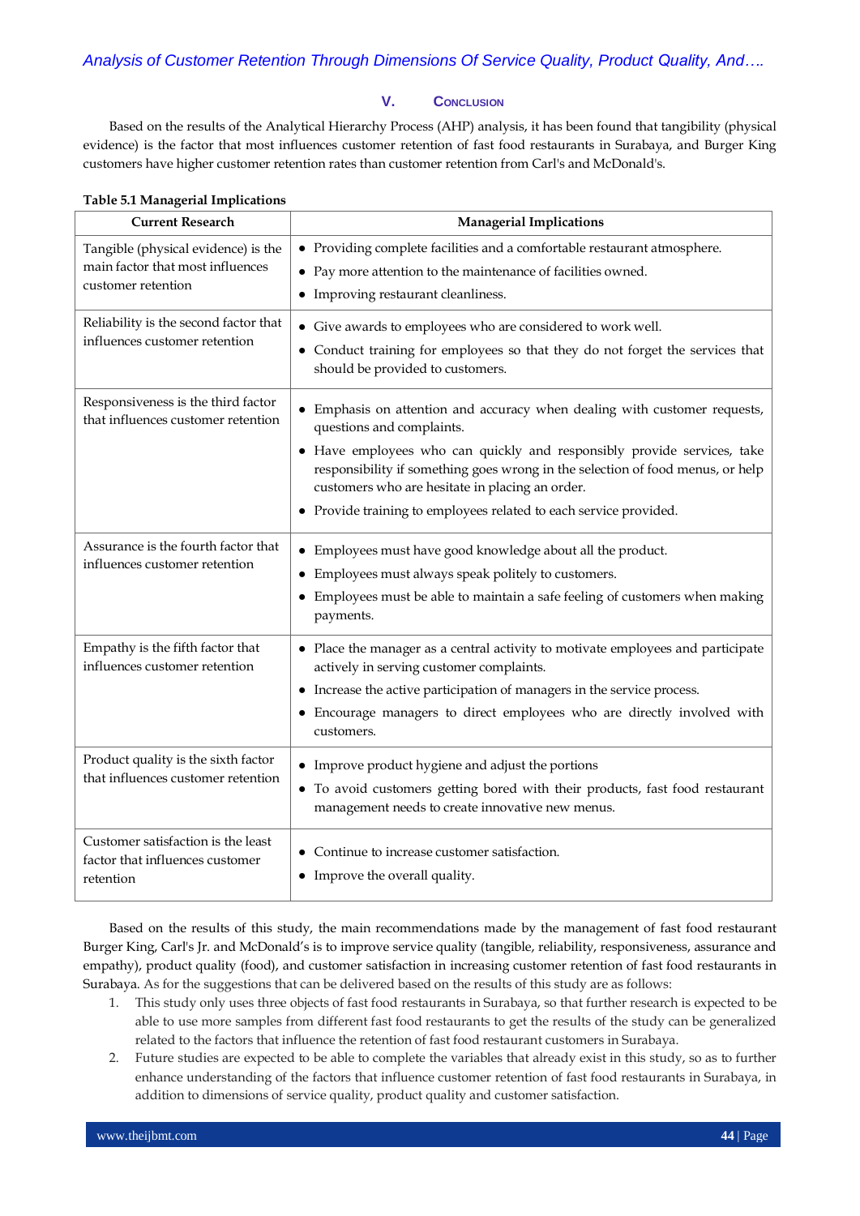## V. Conclusion

Based on the results of the Analytical Hierarchy Process (AHP) analysis, it has been found that tangibility (physical evidence) is the factor that most influences customer retention of fast food restaurants in Surabaya, and Burger King customers have higher customer retention rates than customer retention from Carl's and McDonald's.

**Table 5.1 Managerial Implications**

| Current Research | Managerial Implications |
|---|---|
| Tangible (physical evidence) is the main factor that most influences customer retention | • Providing complete facilities and a comfortable restaurant atmosphere.<br>• Pay more attention to the maintenance of facilities owned.<br>• Improving restaurant cleanliness. |
| Reliability is the second factor that influences customer retention | • Give awards to employees who are considered to work well.<br>• Conduct training for employees so that they do not forget the services that should be provided to customers. |
| Responsiveness is the third factor that influences customer retention | • Emphasis on attention and accuracy when dealing with customer requests, questions and complaints.<br>• Have employees who can quickly and responsibly provide services, take responsibility if something goes wrong in the selection of food menus, or help customers who are hesitate in placing an order.<br>• Provide training to employees related to each service provided. |
| Assurance is the fourth factor that influences customer retention | • Employees must have good knowledge about all the product.<br>• Employees must always speak politely to customers.<br>• Employees must be able to maintain a safe feeling of customers when making payments. |
| Empathy is the fifth factor that influences customer retention | • Place the manager as a central activity to motivate employees and participate actively in serving customer complaints.<br>• Increase the active participation of managers in the service process.<br>• Encourage managers to direct employees who are directly involved with customers. |
| Product quality is the sixth factor that influences customer retention | • Improve product hygiene and adjust the portions<br>• To avoid customers getting bored with their products, fast food restaurant management needs to create innovative new menus. |
| Customer satisfaction is the least factor that influences customer retention | • Continue to increase customer satisfaction.<br>• Improve the overall quality. |

Based on the results of this study, the main recommendations made by the management of fast food restaurant Burger King, Carl's Jr. and McDonald's is to improve service quality (tangible, reliability, responsiveness, assurance and empathy), product quality (food), and customer satisfaction in increasing customer retention of fast food restaurants in Surabaya. As for the suggestions that can be delivered based on the results of this study are as follows:

1. This study only uses three objects of fast food restaurants in Surabaya, so that further research is expected to be able to use more samples from different fast food restaurants to get the results of the study can be generalized related to the factors that influence the retention of fast food restaurant customers in Surabaya.
2. Future studies are expected to be able to complete the variables that already exist in this study, so as to further enhance understanding of the factors that influence customer retention of fast food restaurants in Surabaya, in addition to dimensions of service quality, product quality and customer satisfaction.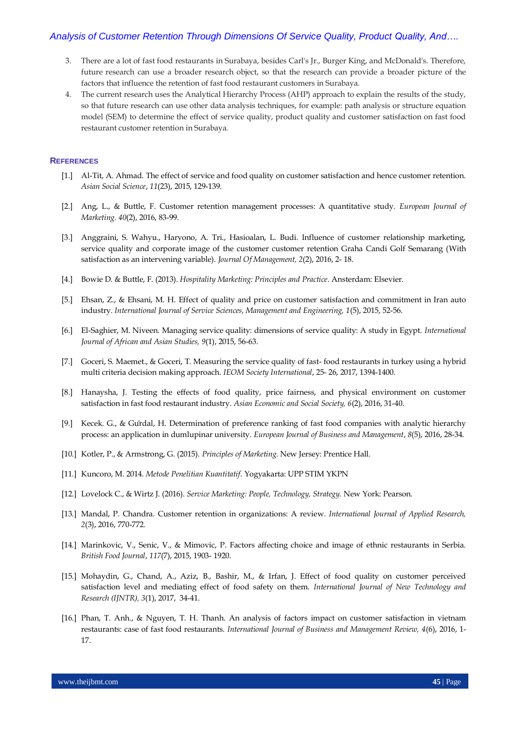3. There are a lot of fast food restaurants in Surabaya, besides Carl's Jr., Burger King, and McDonald's. Therefore, future research can use a broader research object, so that the research can provide a broader picture of the factors that influence the retention of fast food restaurant customers in Surabaya.
4. The current research uses the Analytical Hierarchy Process (AHP) approach to explain the results of the study, so that future research can use other data analysis techniques, for example: path analysis or structure equation model (SEM) to determine the effect of service quality, product quality and customer satisfaction on fast food restaurant customer retention in Surabaya.

### REFERENCES

[1.] Al-Tit, A. Ahmad. The effect of service and food quality on customer satisfaction and hence customer retention. *Asian Social Science*, *11*(23), 2015, 129-139.

[2.] Ang, L., & Buttle, F. Customer retention management processes: A quantitative study. *European Journal of Marketing*. *40*(2), 2016, 83-99.

[3.] Anggraini, S. Wahyu., Haryono, A. Tri., Hasioalan, L. Budi. Influence of customer relationship marketing, service quality and corporate image of the customer customer retention Graha Candi Golf Semarang (With satisfaction as an intervening variable). *Journal Of Management, 2*(2), 2016, 2- 18.

[4.] Bowie D. & Buttle, F. (2013). *Hospitality Marketing: Principles and Practice*. Ansterdam: Elsevier.

[5.] Ehsan, Z., & Ehsani, M. H. Effect of quality and price on customer satisfaction and commitment in Iran auto industry. *International Journal of Service Sciences, Management and Engineering, 1*(5), 2015, 52-56.

[6.] El-Saghier, M. Niveen. Managing service quality: dimensions of service quality: A study in Egypt. *International Journal of African and Asian Studies, 9*(1), 2015, 56-63.

[7.] Goceri, S. Maemet., & Goceri, T. Measuring the service quality of fast- food restaurants in turkey using a hybrid multi criteria decision making approach. *IEOM Society International*, 25- 26, 2017, 1394-1400.

[8.] Hanaysha, J. Testing the effects of food quality, price fairness, and physical environment on customer satisfaction in fast food restaurant industry. *Asian Economic and Social Society, 6*(2), 2016, 31-40.

[9.] Kecek. G., & Gürdal, H. Determination of preference ranking of fast food companies with analytic hierarchy process: an application in dumlupinar university. *European Journal of Business and Management*, *8*(5), 2016, 28-34.

[10.] Kotler, P., & Armstrong, G. (2015). *Principles of Marketing*. New Jersey: Prentice Hall.

[11.] Kuncoro, M. 2014. *Metode Penelitian Kuantitatif*. Yogyakarta: UPP STIM YKPN

[12.] Lovelock C., & Wirtz J. (2016). *Service Marketing: People, Technology, Strategy.* New York: Pearson.

[13.] Mandal, P. Chandra. Customer retention in organizations: A review. *International Journal of Applied Research, 2*(3), 2016, 770-772.

[14.] Marinkovic, V., Senic, V., & Mimovic, P. Factors affecting choice and image of ethnic restaurants in Serbia. *British Food Journal*, *117*(7), 2015, 1903- 1920.

[15.] Mohaydin, G., Chand, A., Aziz, B., Bashir, M., & Irfan, J. Effect of food quality on customer perceived satisfaction level and mediating effect of food safety on them. *International Journal of New Technology and Research (IJNTR), 3*(1), 2017, 34-41.

[16.] Phan, T. Anh., & Nguyen, T. H. Thanh. An analysis of factors impact on customer satisfaction in vietnam restaurants: case of fast food restaurants. *International Journal of Business and Management Review, 4*(6), 2016, 1-17.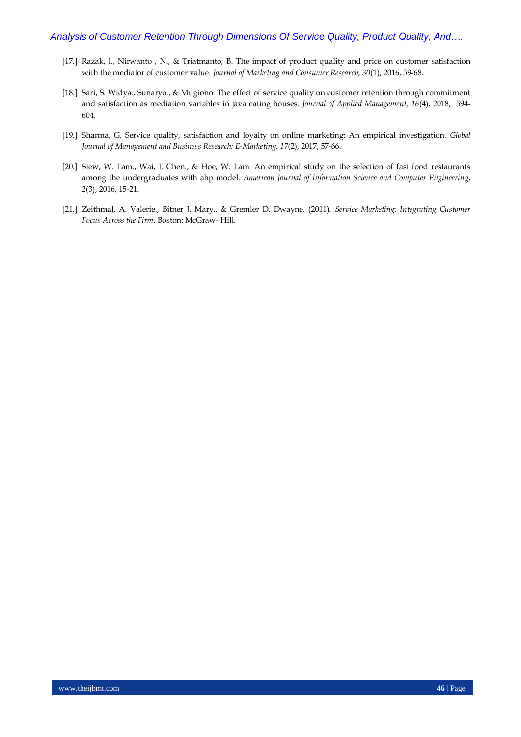[17.] Razak, I., Nirwanto , N., & Triatmanto, B. The impact of product quality and price on customer satisfaction with the mediator of customer value. *Journal of Marketing and Consumer Research, 30*(1), 2016, 59-68.

[18.] Sari, S. Widya., Sunaryo., & Mugiono. The effect of service quality on customer retention through commitment and satisfaction as mediation variables in java eating houses. *Journal of Applied Management, 16*(4), 2018, 594-604.

[19.] Sharma, G. Service quality, satisfaction and loyalty on online marketing: An empirical investigation. *Global Journal of Management and Business Research: E-Marketing, 17*(2), 2017, 57-66.

[20.] Siew, W. Lam., Wai, J. Chen., & Hoe, W. Lam. An empirical study on the selection of fast food restaurants among the undergraduates with ahp model. *American Journal of Information Science and Computer Engineering*, *2*(3), 2016, 15-21.

[21.] Zeithmal, A. Valerie., Bitner J. Mary., & Gremler D. Dwayne. (2011). *Service Marketing: Integrating Customer Focus Across the Firm*. Boston: McGraw- Hill.